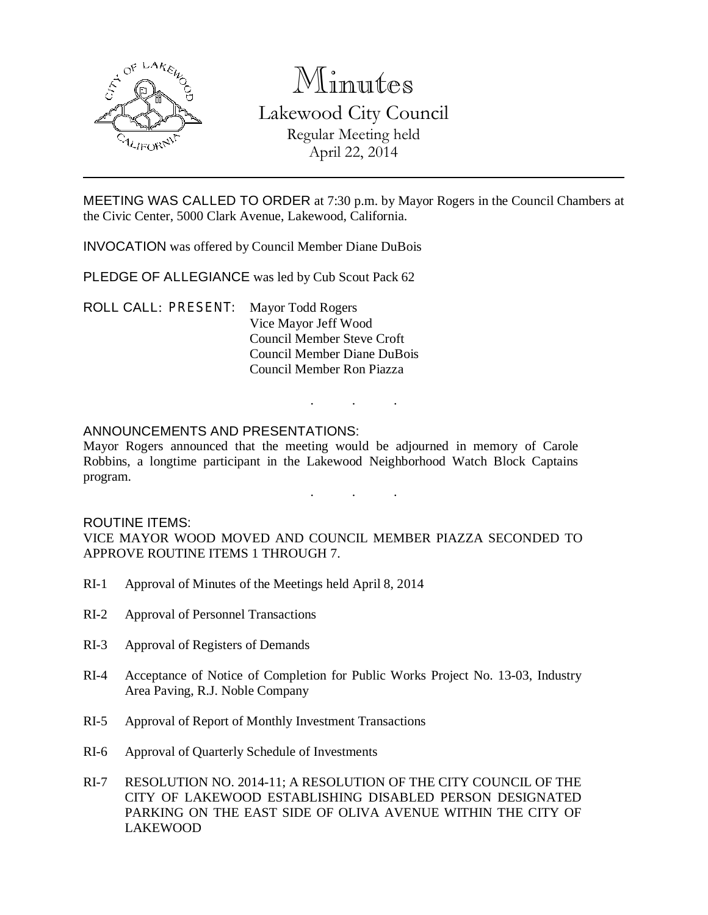# Minutes

## Lakewood City Council

Regular Meeting held
April 22, 2014

---

MEETING WAS CALLED TO ORDER at 7:30 p.m. by Mayor Rogers in the Council Chambers at the Civic Center, 5000 Clark Avenue, Lakewood, California.

INVOCATION was offered by Council Member Diane DuBois

PLEDGE OF ALLEGIANCE was led by Cub Scout Pack 62

ROLL CALL: PRESENT: Mayor Todd Rogers
Vice Mayor Jeff Wood
Council Member Steve Croft
Council Member Diane DuBois
Council Member Ron Piazza

. . .

ANNOUNCEMENTS AND PRESENTATIONS:
Mayor Rogers announced that the meeting would be adjourned in memory of Carole Robbins, a longtime participant in the Lakewood Neighborhood Watch Block Captains program.

. . .

ROUTINE ITEMS:
VICE MAYOR WOOD MOVED AND COUNCIL MEMBER PIAZZA SECONDED TO APPROVE ROUTINE ITEMS 1 THROUGH 7.

RI-1 Approval of Minutes of the Meetings held April 8, 2014

RI-2 Approval of Personnel Transactions

RI-3 Approval of Registers of Demands

RI-4 Acceptance of Notice of Completion for Public Works Project No. 13-03, Industry Area Paving, R.J. Noble Company

RI-5 Approval of Report of Monthly Investment Transactions

RI-6 Approval of Quarterly Schedule of Investments

RI-7 RESOLUTION NO. 2014-11; A RESOLUTION OF THE CITY COUNCIL OF THE CITY OF LAKEWOOD ESTABLISHING DISABLED PERSON DESIGNATED PARKING ON THE EAST SIDE OF OLIVA AVENUE WITHIN THE CITY OF LAKEWOOD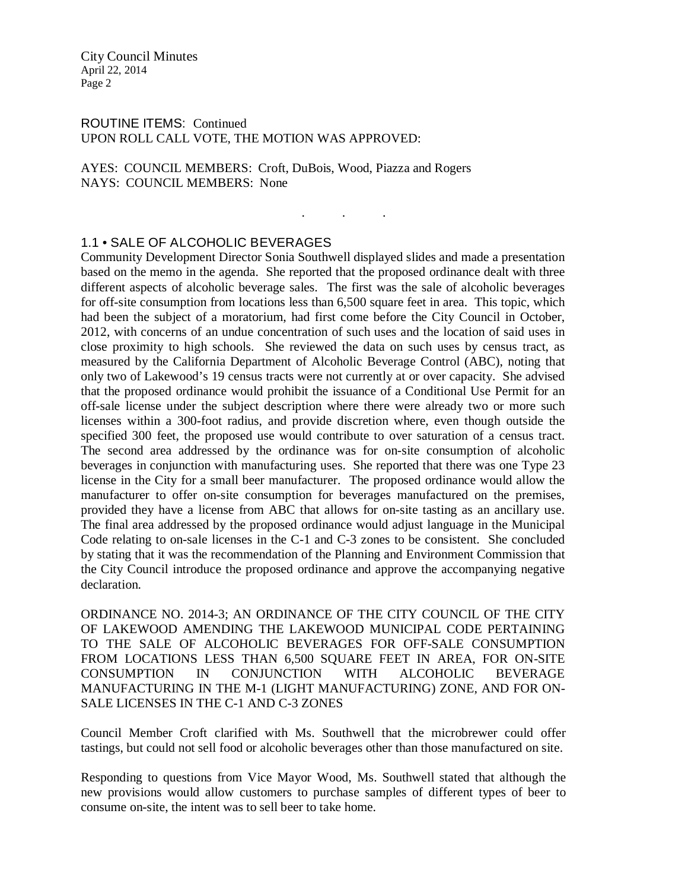ROUTINE ITEMS: Continued
UPON ROLL CALL VOTE, THE MOTION WAS APPROVED:

AYES: COUNCIL MEMBERS: Croft, DuBois, Wood, Piazza and Rogers
NAYS: COUNCIL MEMBERS: None

. . .

## 1.1 • SALE OF ALCOHOLIC BEVERAGES

Community Development Director Sonia Southwell displayed slides and made a presentation based on the memo in the agenda. She reported that the proposed ordinance dealt with three different aspects of alcoholic beverage sales. The first was the sale of alcoholic beverages for off-site consumption from locations less than 6,500 square feet in area. This topic, which had been the subject of a moratorium, had first come before the City Council in October, 2012, with concerns of an undue concentration of such uses and the location of said uses in close proximity to high schools. She reviewed the data on such uses by census tract, as measured by the California Department of Alcoholic Beverage Control (ABC), noting that only two of Lakewood's 19 census tracts were not currently at or over capacity. She advised that the proposed ordinance would prohibit the issuance of a Conditional Use Permit for an off-sale license under the subject description where there were already two or more such licenses within a 300-foot radius, and provide discretion where, even though outside the specified 300 feet, the proposed use would contribute to over saturation of a census tract. The second area addressed by the ordinance was for on-site consumption of alcoholic beverages in conjunction with manufacturing uses. She reported that there was one Type 23 license in the City for a small beer manufacturer. The proposed ordinance would allow the manufacturer to offer on-site consumption for beverages manufactured on the premises, provided they have a license from ABC that allows for on-site tasting as an ancillary use. The final area addressed by the proposed ordinance would adjust language in the Municipal Code relating to on-sale licenses in the C-1 and C-3 zones to be consistent. She concluded by stating that it was the recommendation of the Planning and Environment Commission that the City Council introduce the proposed ordinance and approve the accompanying negative declaration.

ORDINANCE NO. 2014-3; AN ORDINANCE OF THE CITY COUNCIL OF THE CITY OF LAKEWOOD AMENDING THE LAKEWOOD MUNICIPAL CODE PERTAINING TO THE SALE OF ALCOHOLIC BEVERAGES FOR OFF-SALE CONSUMPTION FROM LOCATIONS LESS THAN 6,500 SQUARE FEET IN AREA, FOR ON-SITE CONSUMPTION IN CONJUNCTION WITH ALCOHOLIC BEVERAGE MANUFACTURING IN THE M-1 (LIGHT MANUFACTURING) ZONE, AND FOR ON-SALE LICENSES IN THE C-1 AND C-3 ZONES

Council Member Croft clarified with Ms. Southwell that the microbrewer could offer tastings, but could not sell food or alcoholic beverages other than those manufactured on site.

Responding to questions from Vice Mayor Wood, Ms. Southwell stated that although the new provisions would allow customers to purchase samples of different types of beer to consume on-site, the intent was to sell beer to take home.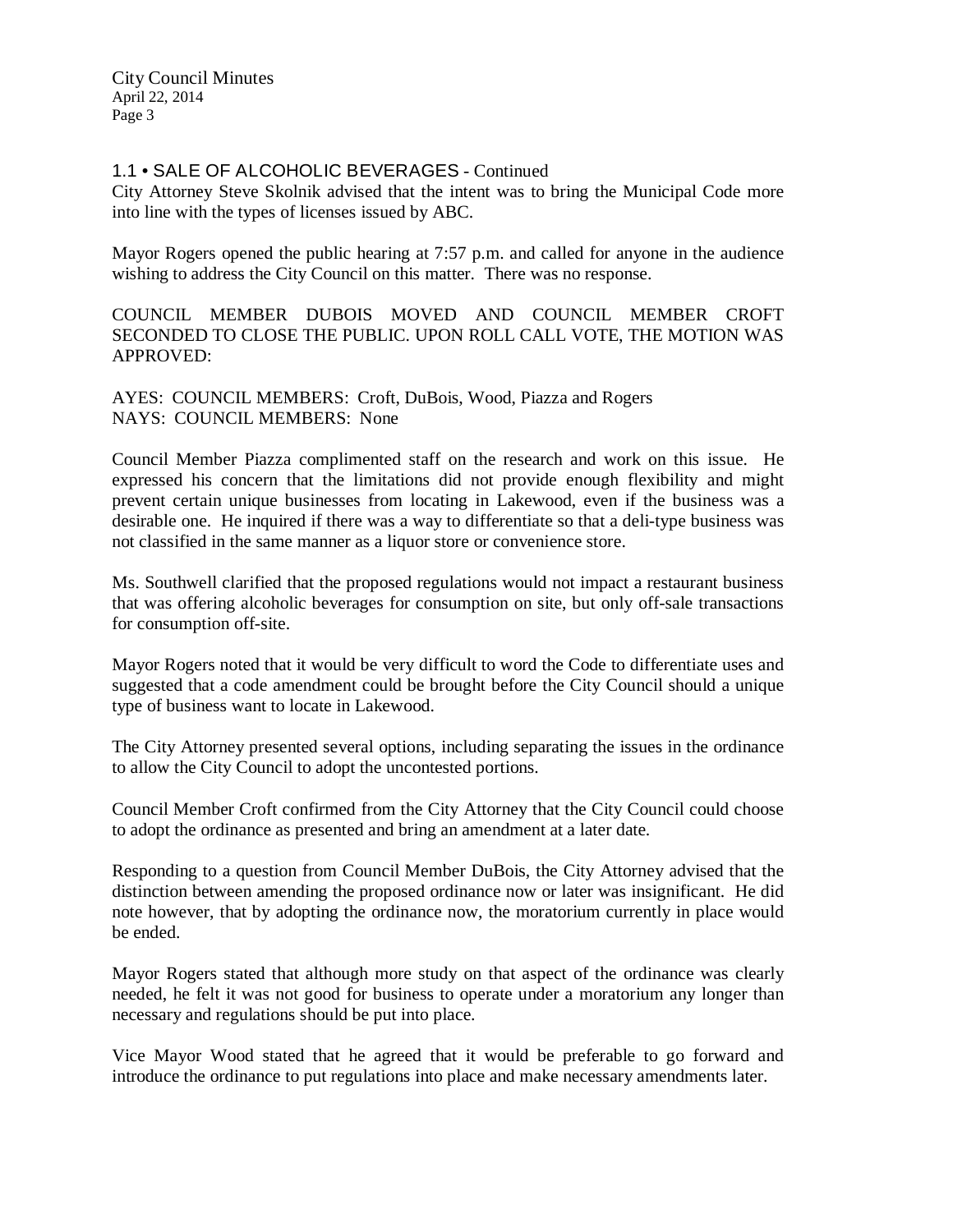## 1.1 • SALE OF ALCOHOLIC BEVERAGES - Continued

City Attorney Steve Skolnik advised that the intent was to bring the Municipal Code more into line with the types of licenses issued by ABC.

Mayor Rogers opened the public hearing at 7:57 p.m. and called for anyone in the audience wishing to address the City Council on this matter. There was no response.

COUNCIL MEMBER DUBOIS MOVED AND COUNCIL MEMBER CROFT SECONDED TO CLOSE THE PUBLIC. UPON ROLL CALL VOTE, THE MOTION WAS APPROVED:

AYES: COUNCIL MEMBERS: Croft, DuBois, Wood, Piazza and Rogers
NAYS: COUNCIL MEMBERS: None

Council Member Piazza complimented staff on the research and work on this issue. He expressed his concern that the limitations did not provide enough flexibility and might prevent certain unique businesses from locating in Lakewood, even if the business was a desirable one. He inquired if there was a way to differentiate so that a deli-type business was not classified in the same manner as a liquor store or convenience store.

Ms. Southwell clarified that the proposed regulations would not impact a restaurant business that was offering alcoholic beverages for consumption on site, but only off-sale transactions for consumption off-site.

Mayor Rogers noted that it would be very difficult to word the Code to differentiate uses and suggested that a code amendment could be brought before the City Council should a unique type of business want to locate in Lakewood.

The City Attorney presented several options, including separating the issues in the ordinance to allow the City Council to adopt the uncontested portions.

Council Member Croft confirmed from the City Attorney that the City Council could choose to adopt the ordinance as presented and bring an amendment at a later date.

Responding to a question from Council Member DuBois, the City Attorney advised that the distinction between amending the proposed ordinance now or later was insignificant. He did note however, that by adopting the ordinance now, the moratorium currently in place would be ended.

Mayor Rogers stated that although more study on that aspect of the ordinance was clearly needed, he felt it was not good for business to operate under a moratorium any longer than necessary and regulations should be put into place.

Vice Mayor Wood stated that he agreed that it would be preferable to go forward and introduce the ordinance to put regulations into place and make necessary amendments later.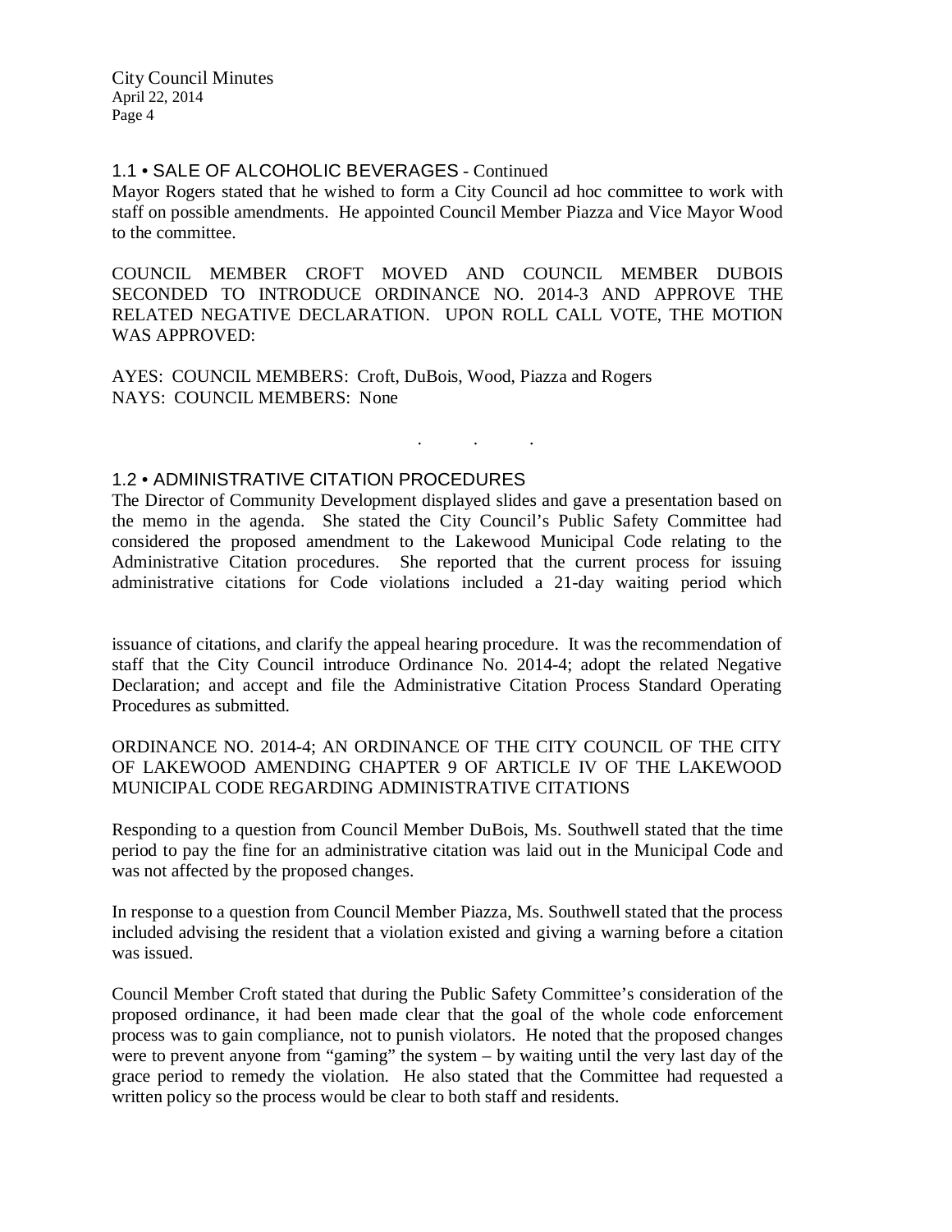### 1.1 • SALE OF ALCOHOLIC BEVERAGES - Continued

Mayor Rogers stated that he wished to form a City Council ad hoc committee to work with staff on possible amendments. He appointed Council Member Piazza and Vice Mayor Wood to the committee.

COUNCIL MEMBER CROFT MOVED AND COUNCIL MEMBER DUBOIS SECONDED TO INTRODUCE ORDINANCE NO. 2014-3 AND APPROVE THE RELATED NEGATIVE DECLARATION. UPON ROLL CALL VOTE, THE MOTION WAS APPROVED:

AYES: COUNCIL MEMBERS: Croft, DuBois, Wood, Piazza and Rogers
NAYS: COUNCIL MEMBERS: None

. . .

### 1.2 • ADMINISTRATIVE CITATION PROCEDURES

The Director of Community Development displayed slides and gave a presentation based on the memo in the agenda. She stated the City Council's Public Safety Committee had considered the proposed amendment to the Lakewood Municipal Code relating to the Administrative Citation procedures. She reported that the current process for issuing administrative citations for Code violations included a 21-day waiting period which

issuance of citations, and clarify the appeal hearing procedure. It was the recommendation of staff that the City Council introduce Ordinance No. 2014-4; adopt the related Negative Declaration; and accept and file the Administrative Citation Process Standard Operating Procedures as submitted.

ORDINANCE NO. 2014-4; AN ORDINANCE OF THE CITY COUNCIL OF THE CITY OF LAKEWOOD AMENDING CHAPTER 9 OF ARTICLE IV OF THE LAKEWOOD MUNICIPAL CODE REGARDING ADMINISTRATIVE CITATIONS

Responding to a question from Council Member DuBois, Ms. Southwell stated that the time period to pay the fine for an administrative citation was laid out in the Municipal Code and was not affected by the proposed changes.

In response to a question from Council Member Piazza, Ms. Southwell stated that the process included advising the resident that a violation existed and giving a warning before a citation was issued.

Council Member Croft stated that during the Public Safety Committee's consideration of the proposed ordinance, it had been made clear that the goal of the whole code enforcement process was to gain compliance, not to punish violators. He noted that the proposed changes were to prevent anyone from "gaming" the system – by waiting until the very last day of the grace period to remedy the violation. He also stated that the Committee had requested a written policy so the process would be clear to both staff and residents.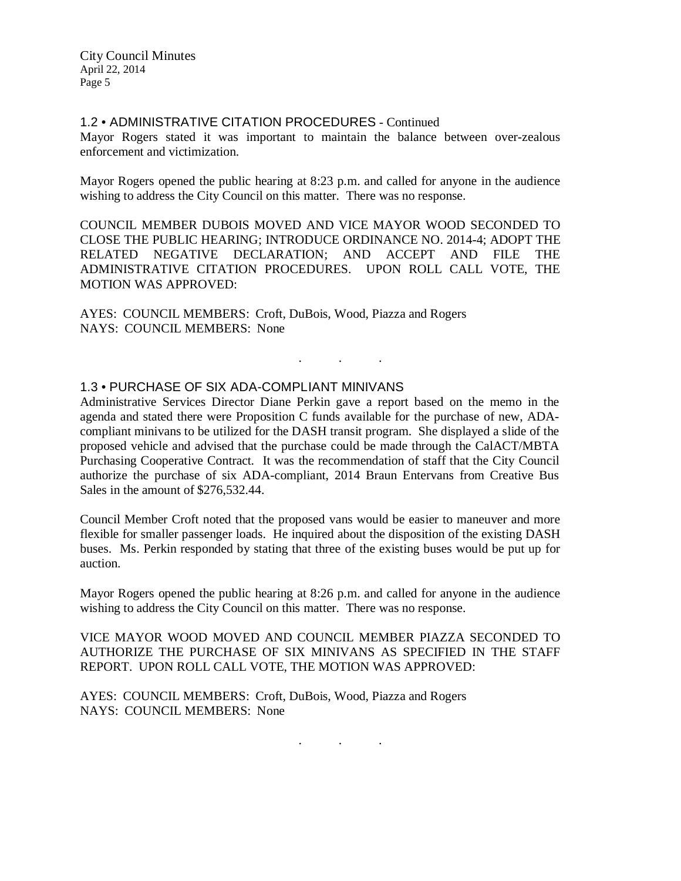## 1.2 • ADMINISTRATIVE CITATION PROCEDURES - Continued

Mayor Rogers stated it was important to maintain the balance between over-zealous enforcement and victimization.

Mayor Rogers opened the public hearing at 8:23 p.m. and called for anyone in the audience wishing to address the City Council on this matter. There was no response.

COUNCIL MEMBER DUBOIS MOVED AND VICE MAYOR WOOD SECONDED TO CLOSE THE PUBLIC HEARING; INTRODUCE ORDINANCE NO. 2014-4; ADOPT THE RELATED NEGATIVE DECLARATION; AND ACCEPT AND FILE THE ADMINISTRATIVE CITATION PROCEDURES. UPON ROLL CALL VOTE, THE MOTION WAS APPROVED:

AYES: COUNCIL MEMBERS: Croft, DuBois, Wood, Piazza and Rogers
NAYS: COUNCIL MEMBERS: None

. . .

## 1.3 • PURCHASE OF SIX ADA-COMPLIANT MINIVANS

Administrative Services Director Diane Perkin gave a report based on the memo in the agenda and stated there were Proposition C funds available for the purchase of new, ADA-compliant minivans to be utilized for the DASH transit program. She displayed a slide of the proposed vehicle and advised that the purchase could be made through the CalACT/MBTA Purchasing Cooperative Contract. It was the recommendation of staff that the City Council authorize the purchase of six ADA-compliant, 2014 Braun Entervans from Creative Bus Sales in the amount of $276,532.44.

Council Member Croft noted that the proposed vans would be easier to maneuver and more flexible for smaller passenger loads. He inquired about the disposition of the existing DASH buses. Ms. Perkin responded by stating that three of the existing buses would be put up for auction.

Mayor Rogers opened the public hearing at 8:26 p.m. and called for anyone in the audience wishing to address the City Council on this matter. There was no response.

VICE MAYOR WOOD MOVED AND COUNCIL MEMBER PIAZZA SECONDED TO AUTHORIZE THE PURCHASE OF SIX MINIVANS AS SPECIFIED IN THE STAFF REPORT. UPON ROLL CALL VOTE, THE MOTION WAS APPROVED:

AYES: COUNCIL MEMBERS: Croft, DuBois, Wood, Piazza and Rogers
NAYS: COUNCIL MEMBERS: None

. . .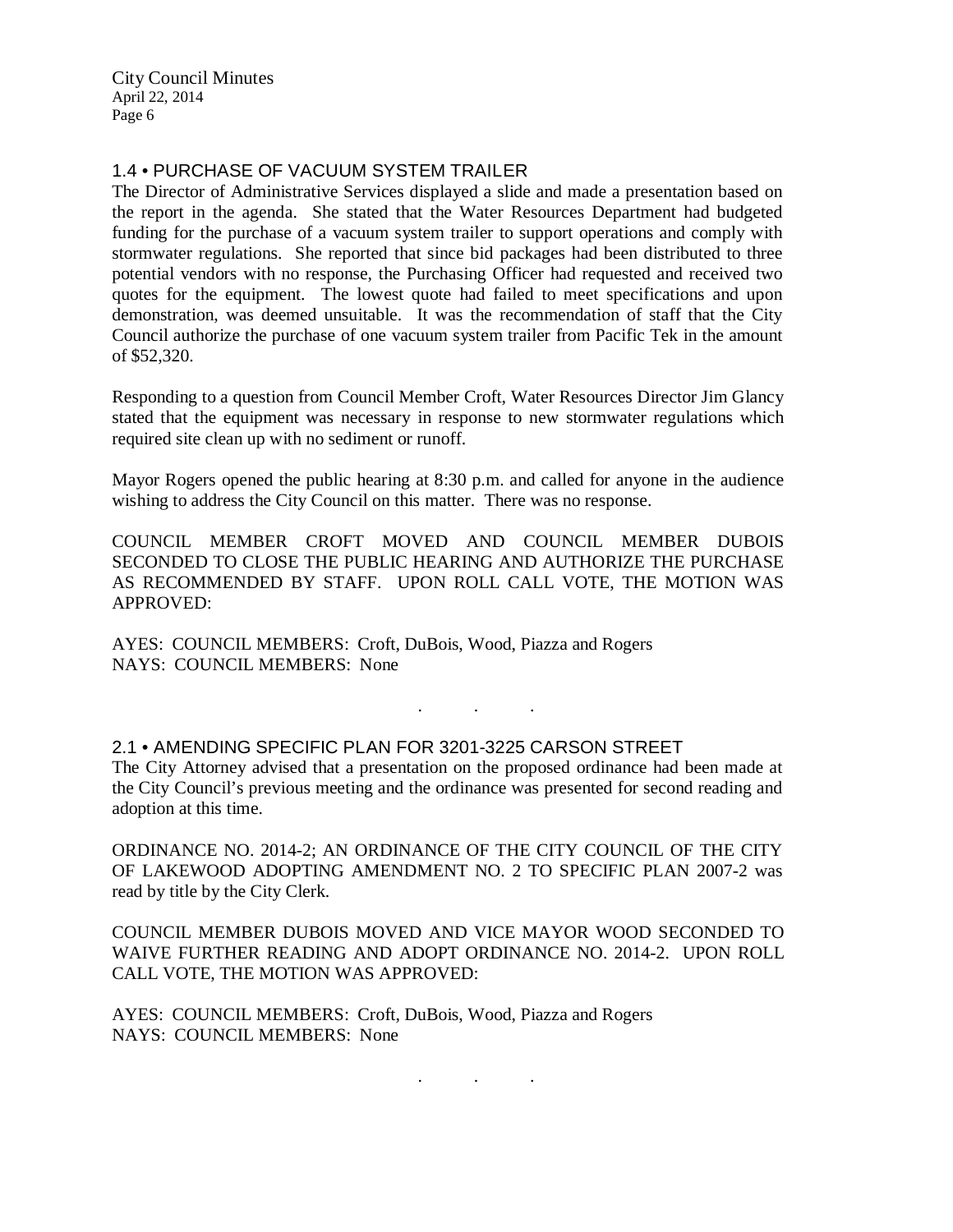## 1.4 • PURCHASE OF VACUUM SYSTEM TRAILER

The Director of Administrative Services displayed a slide and made a presentation based on the report in the agenda. She stated that the Water Resources Department had budgeted funding for the purchase of a vacuum system trailer to support operations and comply with stormwater regulations. She reported that since bid packages had been distributed to three potential vendors with no response, the Purchasing Officer had requested and received two quotes for the equipment. The lowest quote had failed to meet specifications and upon demonstration, was deemed unsuitable. It was the recommendation of staff that the City Council authorize the purchase of one vacuum system trailer from Pacific Tek in the amount of $52,320.

Responding to a question from Council Member Croft, Water Resources Director Jim Glancy stated that the equipment was necessary in response to new stormwater regulations which required site clean up with no sediment or runoff.

Mayor Rogers opened the public hearing at 8:30 p.m. and called for anyone in the audience wishing to address the City Council on this matter. There was no response.

COUNCIL MEMBER CROFT MOVED AND COUNCIL MEMBER DUBOIS SECONDED TO CLOSE THE PUBLIC HEARING AND AUTHORIZE THE PURCHASE AS RECOMMENDED BY STAFF. UPON ROLL CALL VOTE, THE MOTION WAS APPROVED:

AYES: COUNCIL MEMBERS: Croft, DuBois, Wood, Piazza and Rogers
NAYS: COUNCIL MEMBERS: None

. . .

## 2.1 • AMENDING SPECIFIC PLAN FOR 3201-3225 CARSON STREET

The City Attorney advised that a presentation on the proposed ordinance had been made at the City Council's previous meeting and the ordinance was presented for second reading and adoption at this time.

ORDINANCE NO. 2014-2; AN ORDINANCE OF THE CITY COUNCIL OF THE CITY OF LAKEWOOD ADOPTING AMENDMENT NO. 2 TO SPECIFIC PLAN 2007-2 was read by title by the City Clerk.

COUNCIL MEMBER DUBOIS MOVED AND VICE MAYOR WOOD SECONDED TO WAIVE FURTHER READING AND ADOPT ORDINANCE NO. 2014-2. UPON ROLL CALL VOTE, THE MOTION WAS APPROVED:

AYES: COUNCIL MEMBERS: Croft, DuBois, Wood, Piazza and Rogers
NAYS: COUNCIL MEMBERS: None

. . .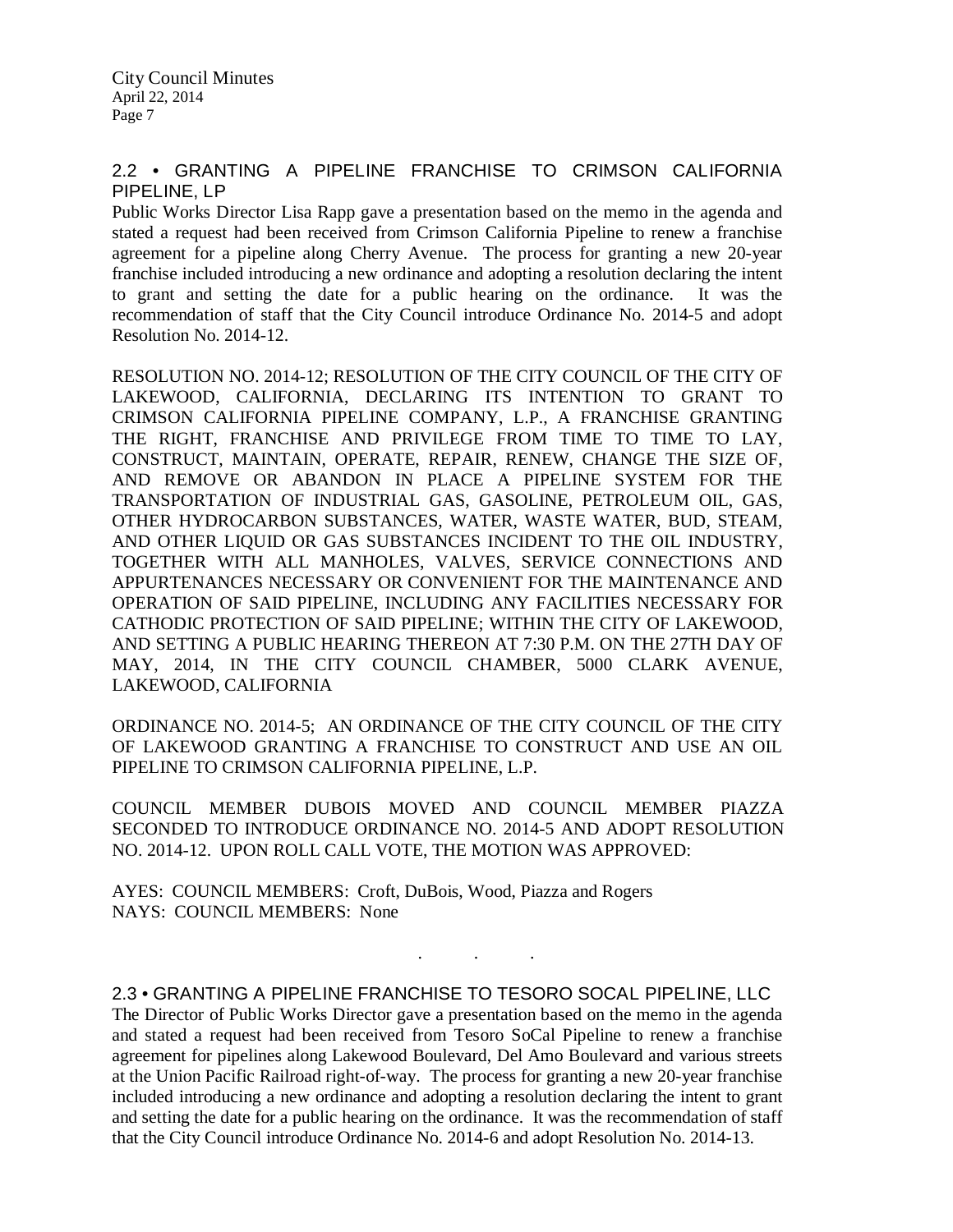## 2.2 • GRANTING A PIPELINE FRANCHISE TO CRIMSON CALIFORNIA PIPELINE, LP

Public Works Director Lisa Rapp gave a presentation based on the memo in the agenda and stated a request had been received from Crimson California Pipeline to renew a franchise agreement for a pipeline along Cherry Avenue. The process for granting a new 20-year franchise included introducing a new ordinance and adopting a resolution declaring the intent to grant and setting the date for a public hearing on the ordinance. It was the recommendation of staff that the City Council introduce Ordinance No. 2014-5 and adopt Resolution No. 2014-12.

RESOLUTION NO. 2014-12; RESOLUTION OF THE CITY COUNCIL OF THE CITY OF LAKEWOOD, CALIFORNIA, DECLARING ITS INTENTION TO GRANT TO CRIMSON CALIFORNIA PIPELINE COMPANY, L.P., A FRANCHISE GRANTING THE RIGHT, FRANCHISE AND PRIVILEGE FROM TIME TO TIME TO LAY, CONSTRUCT, MAINTAIN, OPERATE, REPAIR, RENEW, CHANGE THE SIZE OF, AND REMOVE OR ABANDON IN PLACE A PIPELINE SYSTEM FOR THE TRANSPORTATION OF INDUSTRIAL GAS, GASOLINE, PETROLEUM OIL, GAS, OTHER HYDROCARBON SUBSTANCES, WATER, WASTE WATER, BUD, STEAM, AND OTHER LIQUID OR GAS SUBSTANCES INCIDENT TO THE OIL INDUSTRY, TOGETHER WITH ALL MANHOLES, VALVES, SERVICE CONNECTIONS AND APPURTENANCES NECESSARY OR CONVENIENT FOR THE MAINTENANCE AND OPERATION OF SAID PIPELINE, INCLUDING ANY FACILITIES NECESSARY FOR CATHODIC PROTECTION OF SAID PIPELINE; WITHIN THE CITY OF LAKEWOOD, AND SETTING A PUBLIC HEARING THEREON AT 7:30 P.M. ON THE 27TH DAY OF MAY, 2014, IN THE CITY COUNCIL CHAMBER, 5000 CLARK AVENUE, LAKEWOOD, CALIFORNIA

ORDINANCE NO. 2014-5; AN ORDINANCE OF THE CITY COUNCIL OF THE CITY OF LAKEWOOD GRANTING A FRANCHISE TO CONSTRUCT AND USE AN OIL PIPELINE TO CRIMSON CALIFORNIA PIPELINE, L.P.

COUNCIL MEMBER DUBOIS MOVED AND COUNCIL MEMBER PIAZZA SECONDED TO INTRODUCE ORDINANCE NO. 2014-5 AND ADOPT RESOLUTION NO. 2014-12. UPON ROLL CALL VOTE, THE MOTION WAS APPROVED:

AYES: COUNCIL MEMBERS: Croft, DuBois, Wood, Piazza and Rogers
NAYS: COUNCIL MEMBERS: None

. . .

## 2.3 • GRANTING A PIPELINE FRANCHISE TO TESORO SOCAL PIPELINE, LLC

The Director of Public Works Director gave a presentation based on the memo in the agenda and stated a request had been received from Tesoro SoCal Pipeline to renew a franchise agreement for pipelines along Lakewood Boulevard, Del Amo Boulevard and various streets at the Union Pacific Railroad right-of-way. The process for granting a new 20-year franchise included introducing a new ordinance and adopting a resolution declaring the intent to grant and setting the date for a public hearing on the ordinance. It was the recommendation of staff that the City Council introduce Ordinance No. 2014-6 and adopt Resolution No. 2014-13.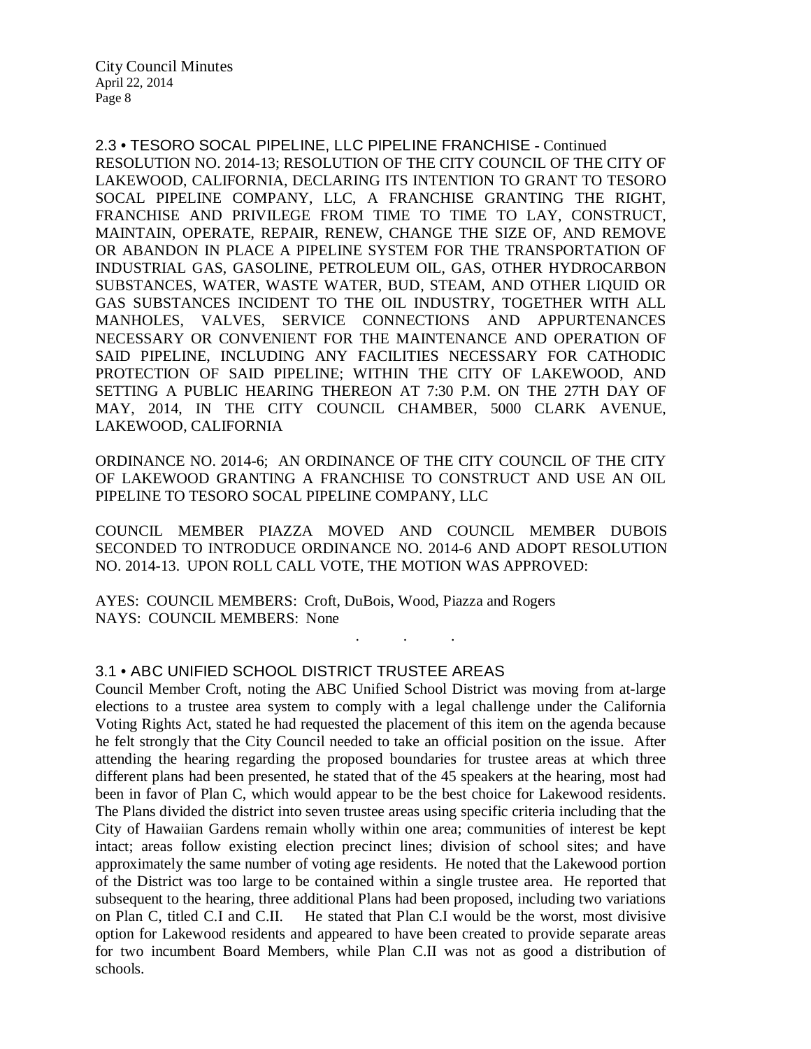2.3 • TESORO SOCAL PIPELINE, LLC PIPELINE FRANCHISE - Continued

RESOLUTION NO. 2014-13; RESOLUTION OF THE CITY COUNCIL OF THE CITY OF LAKEWOOD, CALIFORNIA, DECLARING ITS INTENTION TO GRANT TO TESORO SOCAL PIPELINE COMPANY, LLC, A FRANCHISE GRANTING THE RIGHT, FRANCHISE AND PRIVILEGE FROM TIME TO TIME TO LAY, CONSTRUCT, MAINTAIN, OPERATE, REPAIR, RENEW, CHANGE THE SIZE OF, AND REMOVE OR ABANDON IN PLACE A PIPELINE SYSTEM FOR THE TRANSPORTATION OF INDUSTRIAL GAS, GASOLINE, PETROLEUM OIL, GAS, OTHER HYDROCARBON SUBSTANCES, WATER, WASTE WATER, BUD, STEAM, AND OTHER LIQUID OR GAS SUBSTANCES INCIDENT TO THE OIL INDUSTRY, TOGETHER WITH ALL MANHOLES, VALVES, SERVICE CONNECTIONS AND APPURTENANCES NECESSARY OR CONVENIENT FOR THE MAINTENANCE AND OPERATION OF SAID PIPELINE, INCLUDING ANY FACILITIES NECESSARY FOR CATHODIC PROTECTION OF SAID PIPELINE; WITHIN THE CITY OF LAKEWOOD, AND SETTING A PUBLIC HEARING THEREON AT 7:30 P.M. ON THE 27TH DAY OF MAY, 2014, IN THE CITY COUNCIL CHAMBER, 5000 CLARK AVENUE, LAKEWOOD, CALIFORNIA

ORDINANCE NO. 2014-6; AN ORDINANCE OF THE CITY COUNCIL OF THE CITY OF LAKEWOOD GRANTING A FRANCHISE TO CONSTRUCT AND USE AN OIL PIPELINE TO TESORO SOCAL PIPELINE COMPANY, LLC

COUNCIL MEMBER PIAZZA MOVED AND COUNCIL MEMBER DUBOIS SECONDED TO INTRODUCE ORDINANCE NO. 2014-6 AND ADOPT RESOLUTION NO. 2014-13. UPON ROLL CALL VOTE, THE MOTION WAS APPROVED:

AYES: COUNCIL MEMBERS: Croft, DuBois, Wood, Piazza and Rogers
NAYS: COUNCIL MEMBERS: None

. . .

3.1 • ABC UNIFIED SCHOOL DISTRICT TRUSTEE AREAS

Council Member Croft, noting the ABC Unified School District was moving from at-large elections to a trustee area system to comply with a legal challenge under the California Voting Rights Act, stated he had requested the placement of this item on the agenda because he felt strongly that the City Council needed to take an official position on the issue. After attending the hearing regarding the proposed boundaries for trustee areas at which three different plans had been presented, he stated that of the 45 speakers at the hearing, most had been in favor of Plan C, which would appear to be the best choice for Lakewood residents. The Plans divided the district into seven trustee areas using specific criteria including that the City of Hawaiian Gardens remain wholly within one area; communities of interest be kept intact; areas follow existing election precinct lines; division of school sites; and have approximately the same number of voting age residents. He noted that the Lakewood portion of the District was too large to be contained within a single trustee area. He reported that subsequent to the hearing, three additional Plans had been proposed, including two variations on Plan C, titled C.I and C.II. He stated that Plan C.I would be the worst, most divisive option for Lakewood residents and appeared to have been created to provide separate areas for two incumbent Board Members, while Plan C.II was not as good a distribution of schools.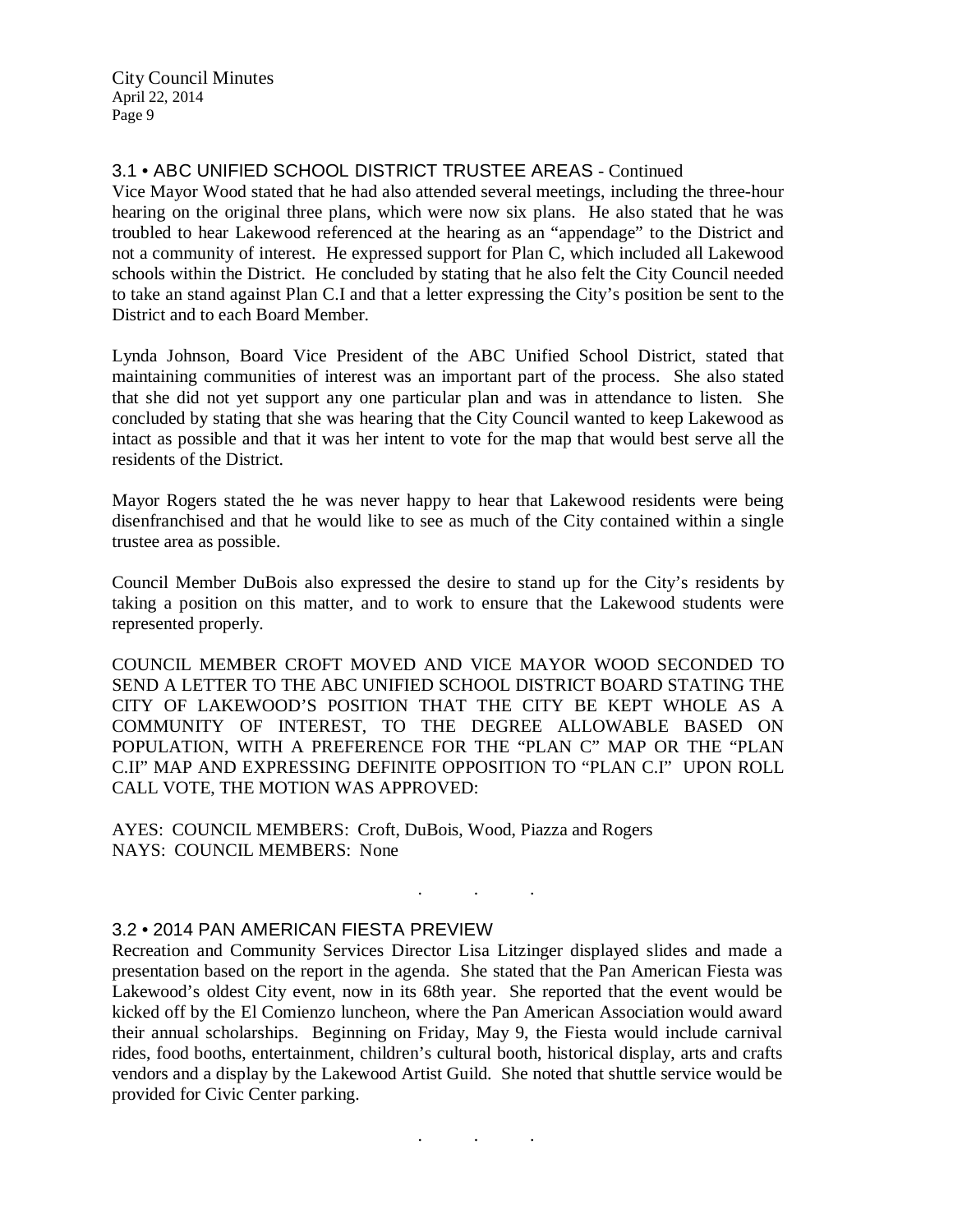### 3.1 • ABC UNIFIED SCHOOL DISTRICT TRUSTEE AREAS - Continued

Vice Mayor Wood stated that he had also attended several meetings, including the three-hour hearing on the original three plans, which were now six plans. He also stated that he was troubled to hear Lakewood referenced at the hearing as an "appendage" to the District and not a community of interest. He expressed support for Plan C, which included all Lakewood schools within the District. He concluded by stating that he also felt the City Council needed to take an stand against Plan C.I and that a letter expressing the City's position be sent to the District and to each Board Member.

Lynda Johnson, Board Vice President of the ABC Unified School District, stated that maintaining communities of interest was an important part of the process. She also stated that she did not yet support any one particular plan and was in attendance to listen. She concluded by stating that she was hearing that the City Council wanted to keep Lakewood as intact as possible and that it was her intent to vote for the map that would best serve all the residents of the District.

Mayor Rogers stated the he was never happy to hear that Lakewood residents were being disenfranchised and that he would like to see as much of the City contained within a single trustee area as possible.

Council Member DuBois also expressed the desire to stand up for the City's residents by taking a position on this matter, and to work to ensure that the Lakewood students were represented properly.

COUNCIL MEMBER CROFT MOVED AND VICE MAYOR WOOD SECONDED TO SEND A LETTER TO THE ABC UNIFIED SCHOOL DISTRICT BOARD STATING THE CITY OF LAKEWOOD'S POSITION THAT THE CITY BE KEPT WHOLE AS A COMMUNITY OF INTEREST, TO THE DEGREE ALLOWABLE BASED ON POPULATION, WITH A PREFERENCE FOR THE "PLAN C" MAP OR THE "PLAN C.II" MAP AND EXPRESSING DEFINITE OPPOSITION TO "PLAN C.I" UPON ROLL CALL VOTE, THE MOTION WAS APPROVED:

AYES: COUNCIL MEMBERS: Croft, DuBois, Wood, Piazza and Rogers
NAYS: COUNCIL MEMBERS: None

. . .

### 3.2 • 2014 PAN AMERICAN FIESTA PREVIEW

Recreation and Community Services Director Lisa Litzinger displayed slides and made a presentation based on the report in the agenda. She stated that the Pan American Fiesta was Lakewood's oldest City event, now in its 68th year. She reported that the event would be kicked off by the El Comienzo luncheon, where the Pan American Association would award their annual scholarships. Beginning on Friday, May 9, the Fiesta would include carnival rides, food booths, entertainment, children's cultural booth, historical display, arts and crafts vendors and a display by the Lakewood Artist Guild. She noted that shuttle service would be provided for Civic Center parking.

. . .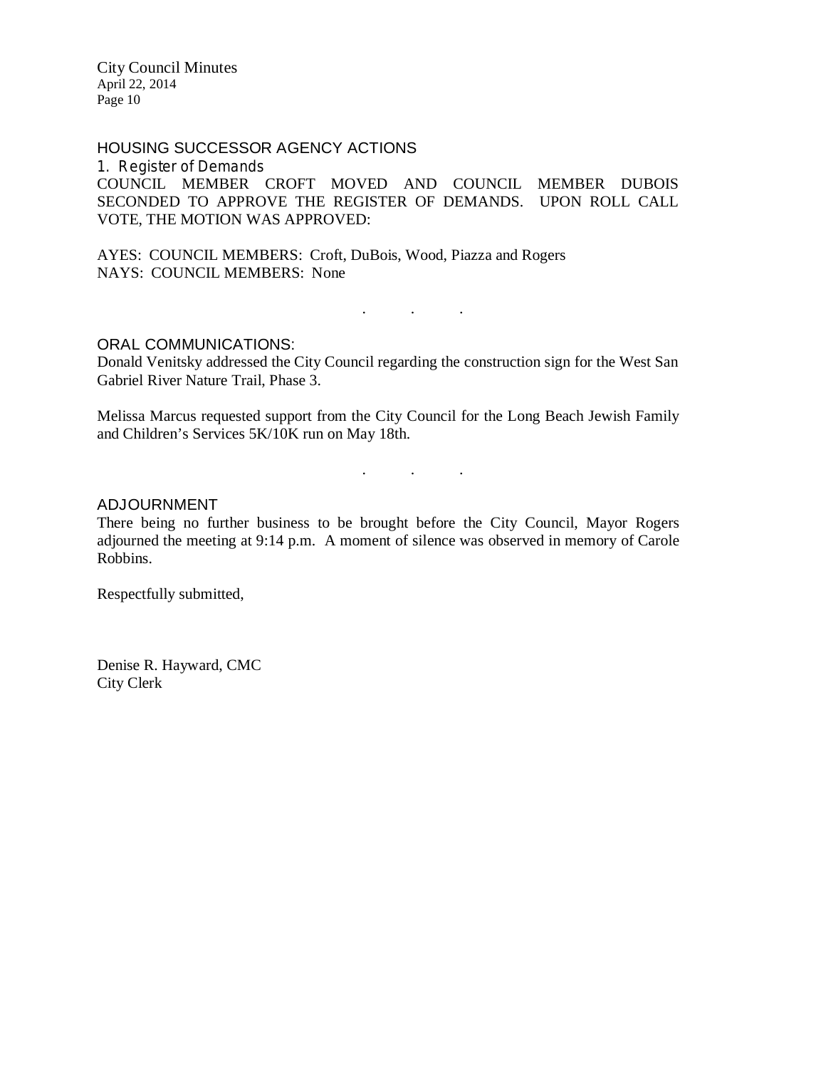## HOUSING SUCCESSOR AGENCY ACTIONS

### 1. Register of Demands

COUNCIL MEMBER CROFT MOVED AND COUNCIL MEMBER DUBOIS SECONDED TO APPROVE THE REGISTER OF DEMANDS. UPON ROLL CALL VOTE, THE MOTION WAS APPROVED:

AYES: COUNCIL MEMBERS: Croft, DuBois, Wood, Piazza and Rogers
NAYS: COUNCIL MEMBERS: None

. . .

## ORAL COMMUNICATIONS:

Donald Venitsky addressed the City Council regarding the construction sign for the West San Gabriel River Nature Trail, Phase 3.

Melissa Marcus requested support from the City Council for the Long Beach Jewish Family and Children's Services 5K/10K run on May 18th.

. . .

## ADJOURNMENT

There being no further business to be brought before the City Council, Mayor Rogers adjourned the meeting at 9:14 p.m. A moment of silence was observed in memory of Carole Robbins.

Respectfully submitted,

Denise R. Hayward, CMC
City Clerk